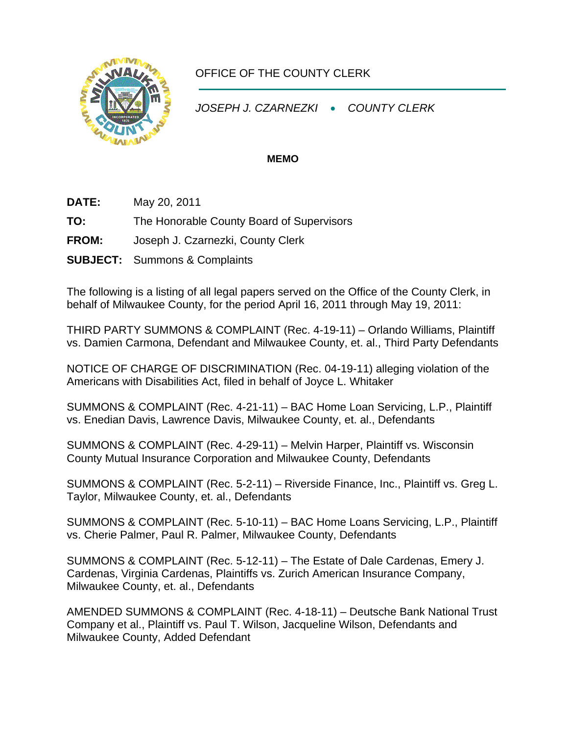OFFICE OF THE COUNTY CLERK

*JOSEPH J. CZARNEZKI • COUNTY CLERK*

**MEMO**

**DATE:** May 20, 2011

**TO:** The Honorable County Board of Supervisors

**FROM:** Joseph J. Czarnezki, County Clerk

**SUBJECT:** Summons & Complaints

The following is a listing of all legal papers served on the Office of the County Clerk, in behalf of Milwaukee County, for the period April 16, 2011 through May 19, 2011:

THIRD PARTY SUMMONS & COMPLAINT (Rec. 4-19-11) – Orlando Williams, Plaintiff vs. Damien Carmona, Defendant and Milwaukee County, et. al., Third Party Defendants

NOTICE OF CHARGE OF DISCRIMINATION (Rec. 04-19-11) alleging violation of the Americans with Disabilities Act, filed in behalf of Joyce L. Whitaker

SUMMONS & COMPLAINT (Rec. 4-21-11) – BAC Home Loan Servicing, L.P., Plaintiff vs. Enedian Davis, Lawrence Davis, Milwaukee County, et. al., Defendants

SUMMONS & COMPLAINT (Rec. 4-29-11) – Melvin Harper, Plaintiff vs. Wisconsin County Mutual Insurance Corporation and Milwaukee County, Defendants

SUMMONS & COMPLAINT (Rec. 5-2-11) – Riverside Finance, Inc., Plaintiff vs. Greg L. Taylor, Milwaukee County, et. al., Defendants

SUMMONS & COMPLAINT (Rec. 5-10-11) – BAC Home Loans Servicing, L.P., Plaintiff vs. Cherie Palmer, Paul R. Palmer, Milwaukee County, Defendants

SUMMONS & COMPLAINT (Rec. 5-12-11) – The Estate of Dale Cardenas, Emery J. Cardenas, Virginia Cardenas, Plaintiffs vs. Zurich American Insurance Company, Milwaukee County, et. al., Defendants

AMENDED SUMMONS & COMPLAINT (Rec. 4-18-11) – Deutsche Bank National Trust Company et al., Plaintiff vs. Paul T. Wilson, Jacqueline Wilson, Defendants and Milwaukee County, Added Defendant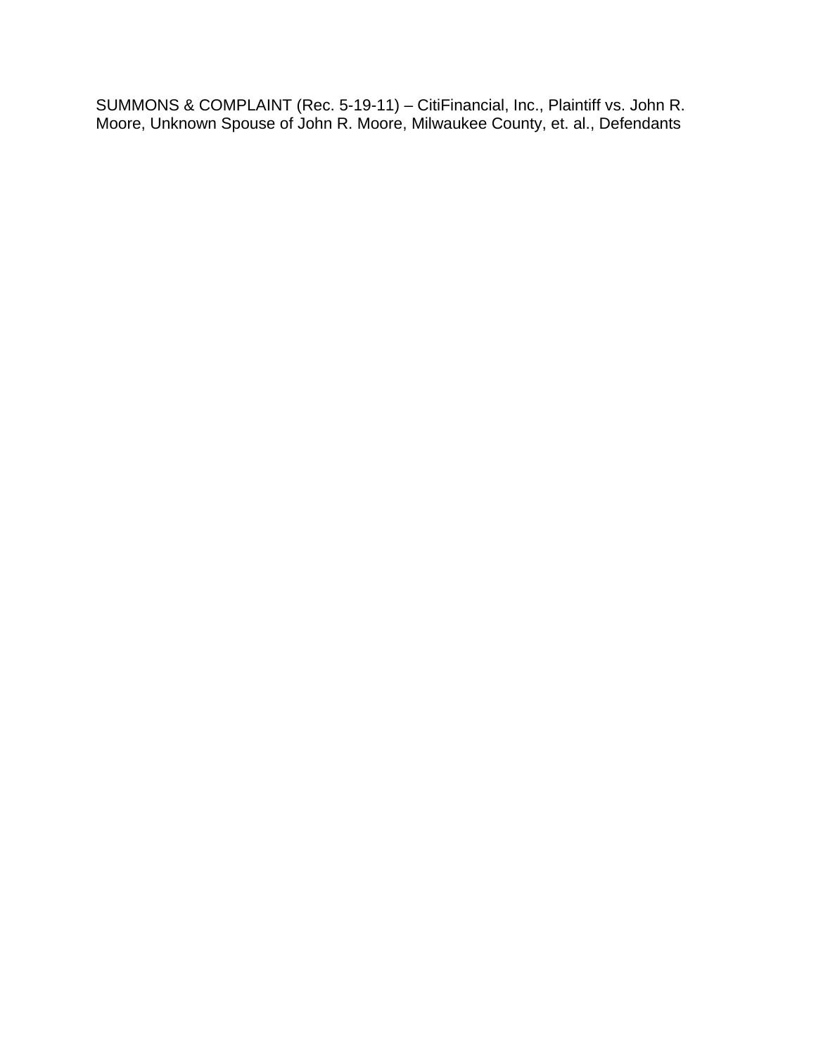SUMMONS & COMPLAINT (Rec. 5-19-11) – CitiFinancial, Inc., Plaintiff vs. John R. Moore, Unknown Spouse of John R. Moore, Milwaukee County, et. al., Defendants